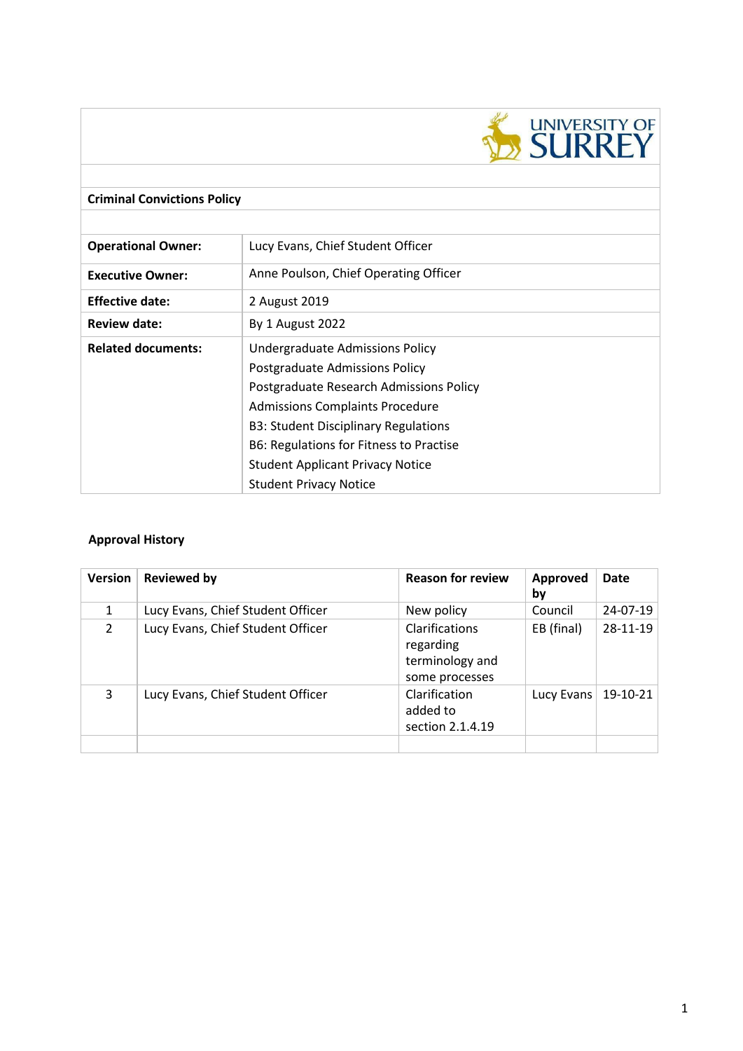# Criminal Convictions Policy

| | |
|---|---|
| **Operational Owner:** | Lucy Evans, Chief Student Officer |
| **Executive Owner:** | Anne Poulson, Chief Operating Officer |
| **Effective date:** | 2 August 2019 |
| **Review date:** | By 1 August 2022 |
| **Related documents:** | Undergraduate Admissions Policy<br>Postgraduate Admissions Policy<br>Postgraduate Research Admissions Policy<br>Admissions Complaints Procedure<br>B3: Student Disciplinary Regulations<br>B6: Regulations for Fitness to Practise<br>Student Applicant Privacy Notice<br>Student Privacy Notice |

## Approval History

| Version | Reviewed by | Reason for review | Approved by | Date |
|---|---|---|---|---|
| 1 | Lucy Evans, Chief Student Officer | New policy | Council | 24-07-19 |
| 2 | Lucy Evans, Chief Student Officer | Clarifications regarding terminology and some processes | EB (final) | 28-11-19 |
| 3 | Lucy Evans, Chief Student Officer | Clarification added to section 2.1.4.19 | Lucy Evans | 19-10-21 |
| | | | | |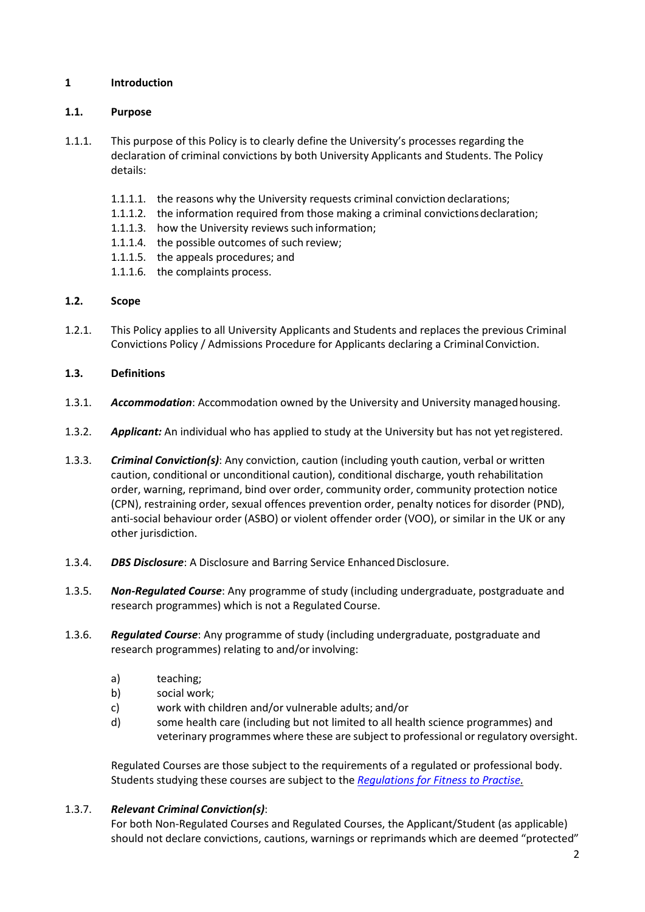## 1 Introduction

### 1.1. Purpose

1.1.1. This purpose of this Policy is to clearly define the University's processes regarding the declaration of criminal convictions by both University Applicants and Students. The Policy details:

- 1.1.1.1. the reasons why the University requests criminal conviction declarations;
- 1.1.1.2. the information required from those making a criminal convictions declaration;
- 1.1.1.3. how the University reviews such information;
- 1.1.1.4. the possible outcomes of such review;
- 1.1.1.5. the appeals procedures; and
- 1.1.1.6. the complaints process.

### 1.2. Scope

1.2.1. This Policy applies to all University Applicants and Students and replaces the previous Criminal Convictions Policy / Admissions Procedure for Applicants declaring a Criminal Conviction.

### 1.3. Definitions

1.3.1. ***Accommodation***: Accommodation owned by the University and University managed housing.

1.3.2. ***Applicant:*** An individual who has applied to study at the University but has not yet registered.

1.3.3. ***Criminal Conviction(s)***: Any conviction, caution (including youth caution, verbal or written caution, conditional or unconditional caution), conditional discharge, youth rehabilitation order, warning, reprimand, bind over order, community order, community protection notice (CPN), restraining order, sexual offences prevention order, penalty notices for disorder (PND), anti-social behaviour order (ASBO) or violent offender order (VOO), or similar in the UK or any other jurisdiction.

1.3.4. ***DBS Disclosure***: A Disclosure and Barring Service Enhanced Disclosure.

1.3.5. ***Non-Regulated Course***: Any programme of study (including undergraduate, postgraduate and research programmes) which is not a Regulated Course.

1.3.6. ***Regulated Course***: Any programme of study (including undergraduate, postgraduate and research programmes) relating to and/or involving:

- a) teaching;
- b) social work;
- c) work with children and/or vulnerable adults; and/or
- d) some health care (including but not limited to all health science programmes) and veterinary programmes where these are subject to professional or regulatory oversight.

Regulated Courses are those subject to the requirements of a regulated or professional body. Students studying these courses are subject to the *Regulations for Fitness to Practise.*

1.3.7. ***Relevant Criminal Conviction(s)***:
For both Non-Regulated Courses and Regulated Courses, the Applicant/Student (as applicable) should not declare convictions, cautions, warnings or reprimands which are deemed "protected"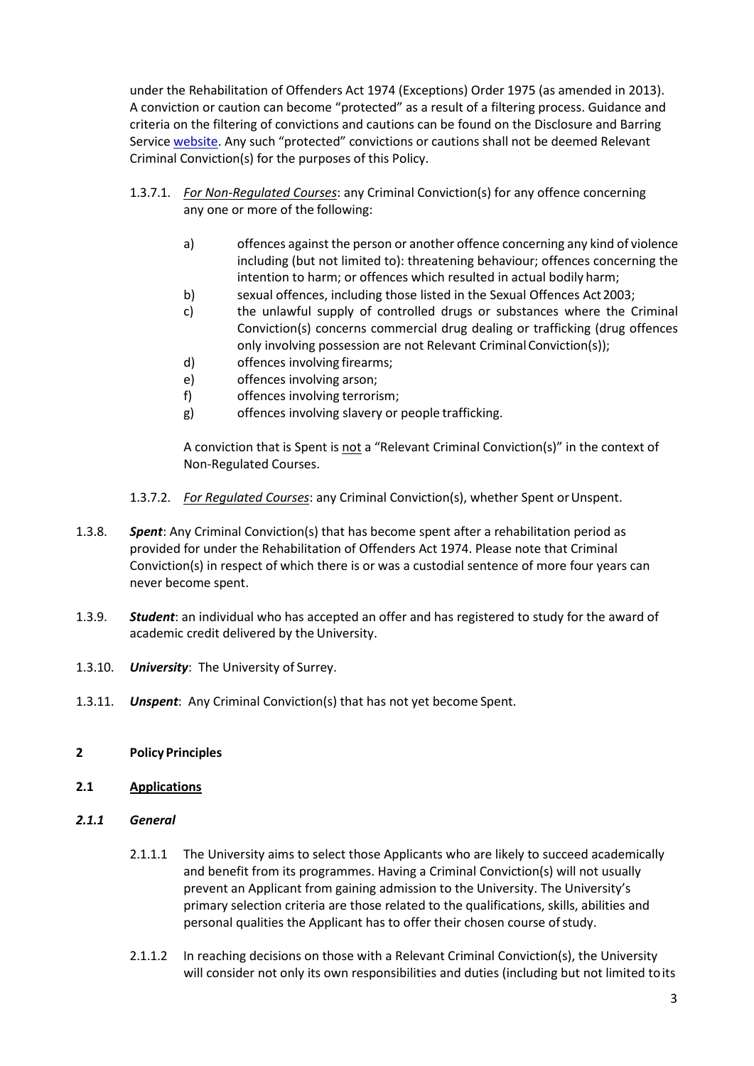under the Rehabilitation of Offenders Act 1974 (Exceptions) Order 1975 (as amended in 2013). A conviction or caution can become "protected" as a result of a filtering process. Guidance and criteria on the filtering of convictions and cautions can be found on the Disclosure and Barring Service [website](). Any such "protected" convictions or cautions shall not be deemed Relevant Criminal Conviction(s) for the purposes of this Policy.

1.3.7.1. *For Non-Regulated Courses*: any Criminal Conviction(s) for any offence concerning any one or more of the following:

a) offences against the person or another offence concerning any kind of violence including (but not limited to): threatening behaviour; offences concerning the intention to harm; or offences which resulted in actual bodily harm;
b) sexual offences, including those listed in the Sexual Offences Act 2003;
c) the unlawful supply of controlled drugs or substances where the Criminal Conviction(s) concerns commercial drug dealing or trafficking (drug offences only involving possession are not Relevant Criminal Conviction(s));
d) offences involving firearms;
e) offences involving arson;
f) offences involving terrorism;
g) offences involving slavery or people trafficking.

A conviction that is Spent is not a "Relevant Criminal Conviction(s)" in the context of Non-Regulated Courses.

1.3.7.2. *For Regulated Courses*: any Criminal Conviction(s), whether Spent or Unspent.

1.3.8. ***Spent***: Any Criminal Conviction(s) that has become spent after a rehabilitation period as provided for under the Rehabilitation of Offenders Act 1974. Please note that Criminal Conviction(s) in respect of which there is or was a custodial sentence of more four years can never become spent.

1.3.9. ***Student***: an individual who has accepted an offer and has registered to study for the award of academic credit delivered by the University.

1.3.10. ***University***: The University of Surrey.

1.3.11. ***Unspent***: Any Criminal Conviction(s) that has not yet become Spent.

## 2 Policy Principles

### 2.1 Applications

#### *2.1.1 General*

2.1.1.1 The University aims to select those Applicants who are likely to succeed academically and benefit from its programmes. Having a Criminal Conviction(s) will not usually prevent an Applicant from gaining admission to the University. The University's primary selection criteria are those related to the qualifications, skills, abilities and personal qualities the Applicant has to offer their chosen course of study.

2.1.1.2 In reaching decisions on those with a Relevant Criminal Conviction(s), the University will consider not only its own responsibilities and duties (including but not limited to its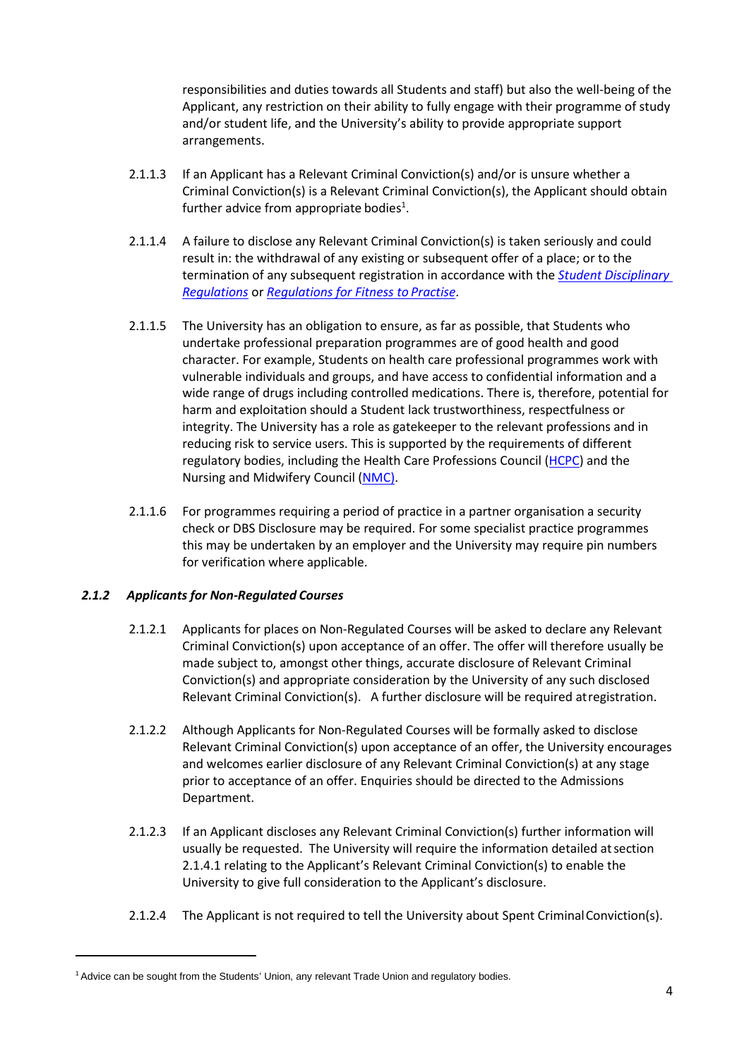responsibilities and duties towards all Students and staff) but also the well-being of the Applicant, any restriction on their ability to fully engage with their programme of study and/or student life, and the University's ability to provide appropriate support arrangements.

2.1.1.3 If an Applicant has a Relevant Criminal Conviction(s) and/or is unsure whether a Criminal Conviction(s) is a Relevant Criminal Conviction(s), the Applicant should obtain further advice from appropriate bodies[1].

2.1.1.4 A failure to disclose any Relevant Criminal Conviction(s) is taken seriously and could result in: the withdrawal of any existing or subsequent offer of a place; or to the termination of any subsequent registration in accordance with the *Student Disciplinary Regulations* or *Regulations for Fitness to Practise*.

2.1.1.5 The University has an obligation to ensure, as far as possible, that Students who undertake professional preparation programmes are of good health and good character. For example, Students on health care professional programmes work with vulnerable individuals and groups, and have access to confidential information and a wide range of drugs including controlled medications. There is, therefore, potential for harm and exploitation should a Student lack trustworthiness, respectfulness or integrity. The University has a role as gatekeeper to the relevant professions and in reducing risk to service users. This is supported by the requirements of different regulatory bodies, including the Health Care Professions Council (HCPC) and the Nursing and Midwifery Council (NMC).

2.1.1.6 For programmes requiring a period of practice in a partner organisation a security check or DBS Disclosure may be required. For some specialist practice programmes this may be undertaken by an employer and the University may require pin numbers for verification where applicable.

### *2.1.2 Applicants for Non-Regulated Courses*

2.1.2.1 Applicants for places on Non-Regulated Courses will be asked to declare any Relevant Criminal Conviction(s) upon acceptance of an offer. The offer will therefore usually be made subject to, amongst other things, accurate disclosure of Relevant Criminal Conviction(s) and appropriate consideration by the University of any such disclosed Relevant Criminal Conviction(s). A further disclosure will be required at registration.

2.1.2.2 Although Applicants for Non-Regulated Courses will be formally asked to disclose Relevant Criminal Conviction(s) upon acceptance of an offer, the University encourages and welcomes earlier disclosure of any Relevant Criminal Conviction(s) at any stage prior to acceptance of an offer. Enquiries should be directed to the Admissions Department.

2.1.2.3 If an Applicant discloses any Relevant Criminal Conviction(s) further information will usually be requested. The University will require the information detailed at section 2.1.4.1 relating to the Applicant's Relevant Criminal Conviction(s) to enable the University to give full consideration to the Applicant's disclosure.

2.1.2.4 The Applicant is not required to tell the University about Spent Criminal Conviction(s).

---

[1] Advice can be sought from the Students' Union, any relevant Trade Union and regulatory bodies.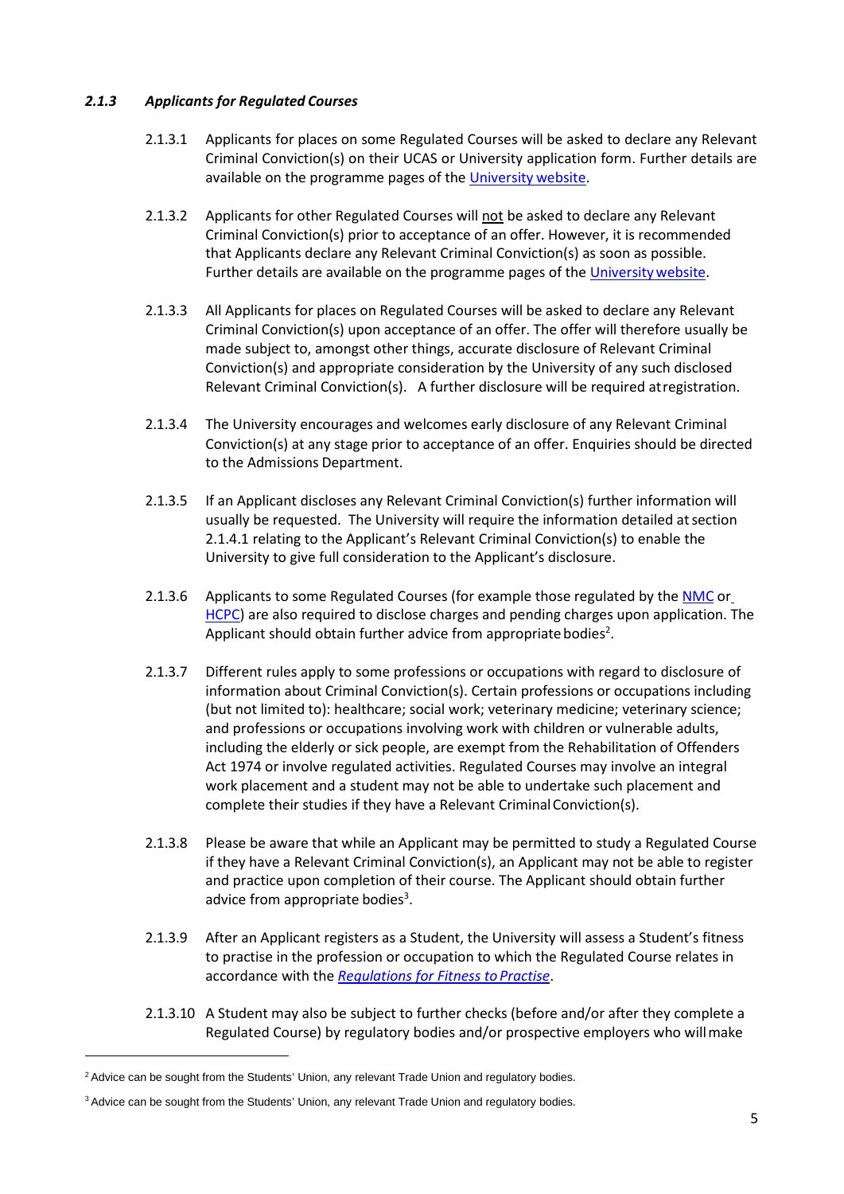### *2.1.3 Applicants for Regulated Courses*

2.1.3.1 Applicants for places on some Regulated Courses will be asked to declare any Relevant Criminal Conviction(s) on their UCAS or University application form. Further details are available on the programme pages of the University website.

2.1.3.2 Applicants for other Regulated Courses will not be asked to declare any Relevant Criminal Conviction(s) prior to acceptance of an offer. However, it is recommended that Applicants declare any Relevant Criminal Conviction(s) as soon as possible. Further details are available on the programme pages of the University website.

2.1.3.3 All Applicants for places on Regulated Courses will be asked to declare any Relevant Criminal Conviction(s) upon acceptance of an offer. The offer will therefore usually be made subject to, amongst other things, accurate disclosure of Relevant Criminal Conviction(s) and appropriate consideration by the University of any such disclosed Relevant Criminal Conviction(s). A further disclosure will be required at registration.

2.1.3.4 The University encourages and welcomes early disclosure of any Relevant Criminal Conviction(s) at any stage prior to acceptance of an offer. Enquiries should be directed to the Admissions Department.

2.1.3.5 If an Applicant discloses any Relevant Criminal Conviction(s) further information will usually be requested. The University will require the information detailed at section 2.1.4.1 relating to the Applicant's Relevant Criminal Conviction(s) to enable the University to give full consideration to the Applicant's disclosure.

2.1.3.6 Applicants to some Regulated Courses (for example those regulated by the NMC or HCPC) are also required to disclose charges and pending charges upon application. The Applicant should obtain further advice from appropriate bodies[2].

2.1.3.7 Different rules apply to some professions or occupations with regard to disclosure of information about Criminal Conviction(s). Certain professions or occupations including (but not limited to): healthcare; social work; veterinary medicine; veterinary science; and professions or occupations involving work with children or vulnerable adults, including the elderly or sick people, are exempt from the Rehabilitation of Offenders Act 1974 or involve regulated activities. Regulated Courses may involve an integral work placement and a student may not be able to undertake such placement and complete their studies if they have a Relevant Criminal Conviction(s).

2.1.3.8 Please be aware that while an Applicant may be permitted to study a Regulated Course if they have a Relevant Criminal Conviction(s), an Applicant may not be able to register and practice upon completion of their course. The Applicant should obtain further advice from appropriate bodies[3].

2.1.3.9 After an Applicant registers as a Student, the University will assess a Student's fitness to practise in the profession or occupation to which the Regulated Course relates in accordance with the *Regulations for Fitness to Practise*.

2.1.3.10 A Student may also be subject to further checks (before and/or after they complete a Regulated Course) by regulatory bodies and/or prospective employers who will make

---

[2] Advice can be sought from the Students' Union, any relevant Trade Union and regulatory bodies.

[3] Advice can be sought from the Students' Union, any relevant Trade Union and regulatory bodies.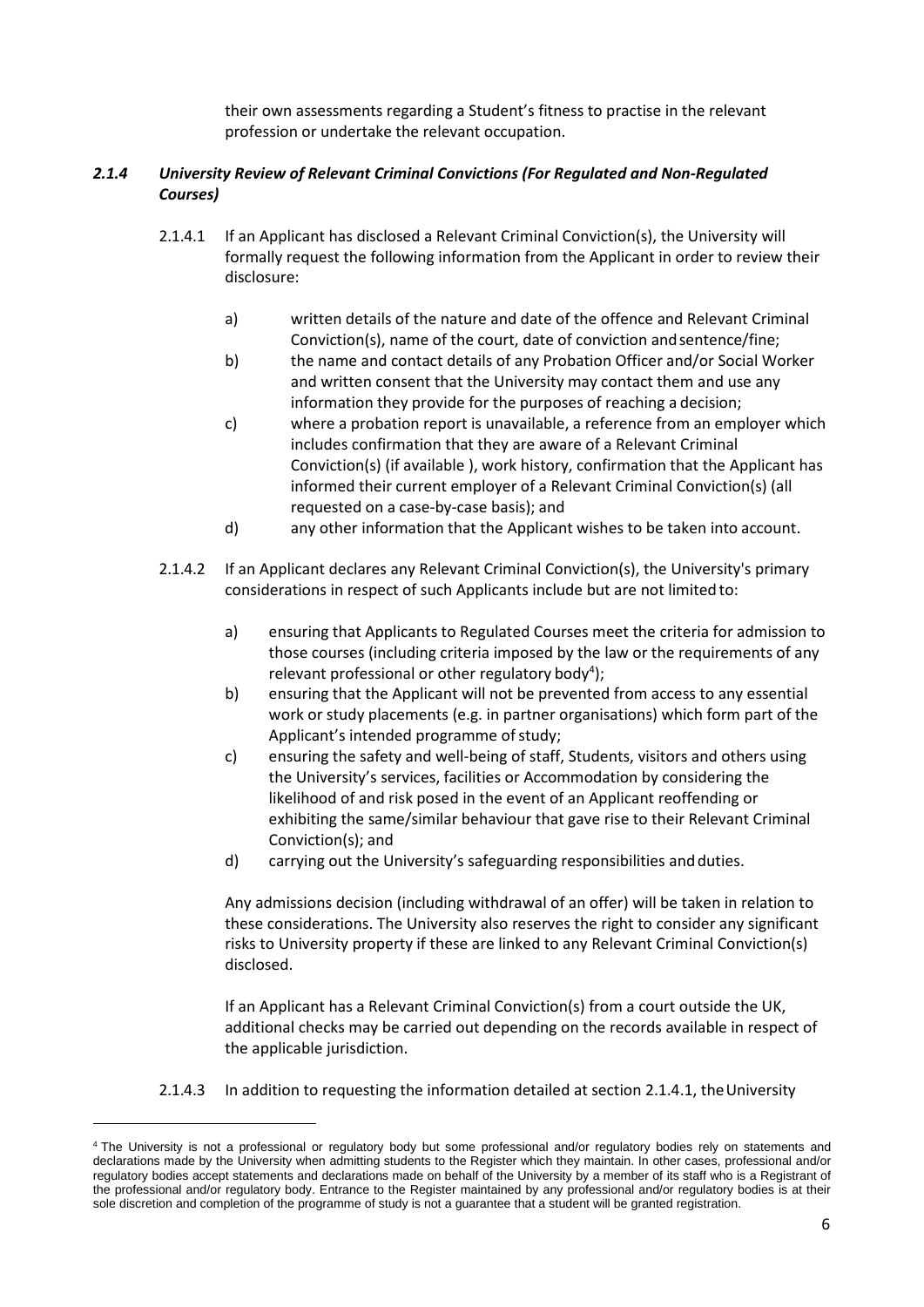their own assessments regarding a Student's fitness to practise in the relevant profession or undertake the relevant occupation.

### *2.1.4 University Review of Relevant Criminal Convictions (For Regulated and Non-Regulated Courses)*

2.1.4.1 If an Applicant has disclosed a Relevant Criminal Conviction(s), the University will formally request the following information from the Applicant in order to review their disclosure:

a) written details of the nature and date of the offence and Relevant Criminal Conviction(s), name of the court, date of conviction and sentence/fine;

b) the name and contact details of any Probation Officer and/or Social Worker and written consent that the University may contact them and use any information they provide for the purposes of reaching a decision;

c) where a probation report is unavailable, a reference from an employer which includes confirmation that they are aware of a Relevant Criminal Conviction(s) (if available ), work history, confirmation that the Applicant has informed their current employer of a Relevant Criminal Conviction(s) (all requested on a case-by-case basis); and

d) any other information that the Applicant wishes to be taken into account.

2.1.4.2 If an Applicant declares any Relevant Criminal Conviction(s), the University's primary considerations in respect of such Applicants include but are not limited to:

a) ensuring that Applicants to Regulated Courses meet the criteria for admission to those courses (including criteria imposed by the law or the requirements of any relevant professional or other regulatory body[4]);

b) ensuring that the Applicant will not be prevented from access to any essential work or study placements (e.g. in partner organisations) which form part of the Applicant's intended programme of study;

c) ensuring the safety and well-being of staff, Students, visitors and others using the University's services, facilities or Accommodation by considering the likelihood of and risk posed in the event of an Applicant reoffending or exhibiting the same/similar behaviour that gave rise to their Relevant Criminal Conviction(s); and

d) carrying out the University's safeguarding responsibilities and duties.

Any admissions decision (including withdrawal of an offer) will be taken in relation to these considerations. The University also reserves the right to consider any significant risks to University property if these are linked to any Relevant Criminal Conviction(s) disclosed.

If an Applicant has a Relevant Criminal Conviction(s) from a court outside the UK, additional checks may be carried out depending on the records available in respect of the applicable jurisdiction.

2.1.4.3 In addition to requesting the information detailed at section 2.1.4.1, the University

---

[4] The University is not a professional or regulatory body but some professional and/or regulatory bodies rely on statements and declarations made by the University when admitting students to the Register which they maintain. In other cases, professional and/or regulatory bodies accept statements and declarations made on behalf of the University by a member of its staff who is a Registrant of the professional and/or regulatory body. Entrance to the Register maintained by any professional and/or regulatory bodies is at their sole discretion and completion of the programme of study is not a guarantee that a student will be granted registration.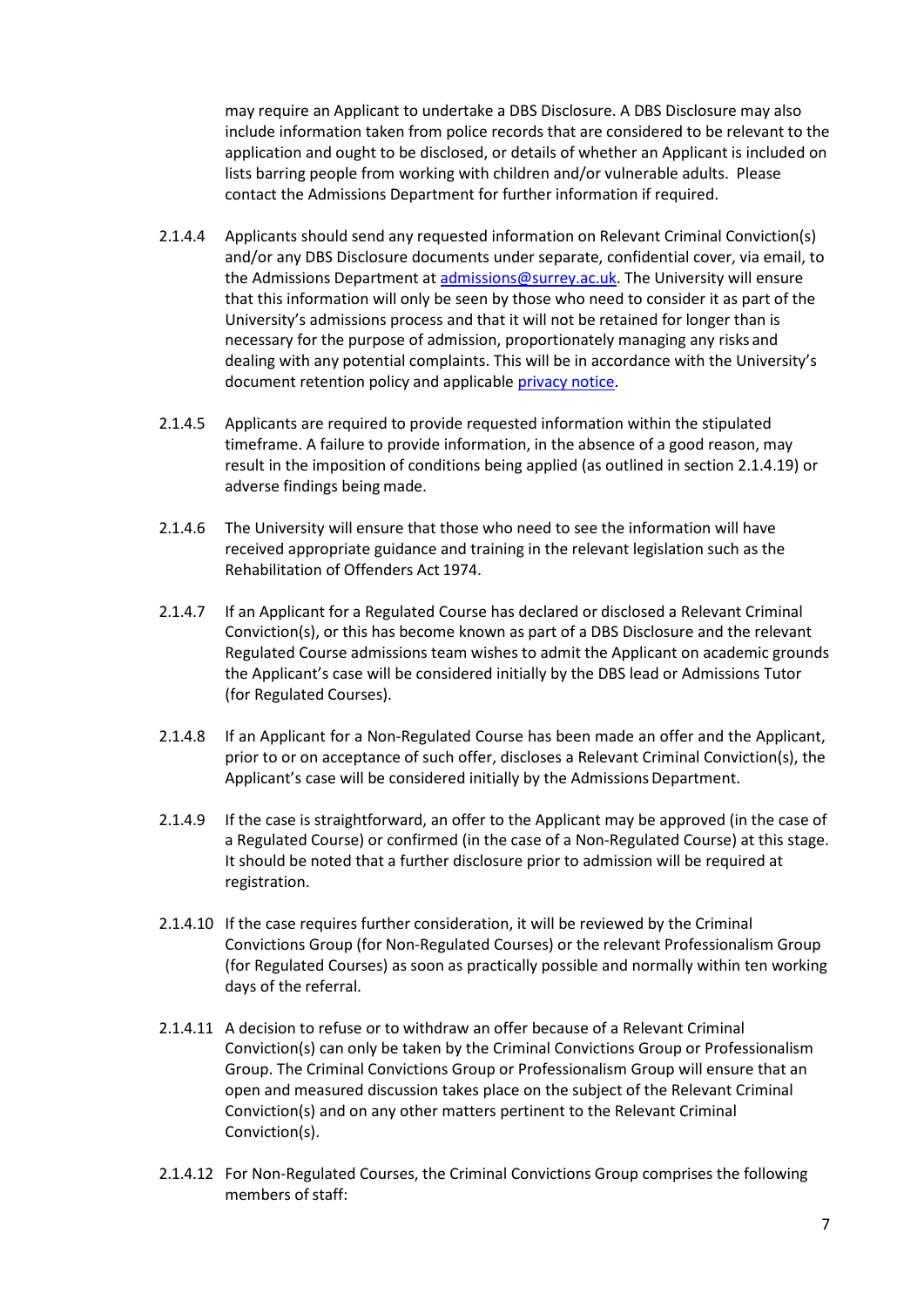may require an Applicant to undertake a DBS Disclosure. A DBS Disclosure may also include information taken from police records that are considered to be relevant to the application and ought to be disclosed, or details of whether an Applicant is included on lists barring people from working with children and/or vulnerable adults. Please contact the Admissions Department for further information if required.

2.1.4.4 Applicants should send any requested information on Relevant Criminal Conviction(s) and/or any DBS Disclosure documents under separate, confidential cover, via email, to the Admissions Department at [admissions@surrey.ac.uk](mailto:admissions@surrey.ac.uk). The University will ensure that this information will only be seen by those who need to consider it as part of the University's admissions process and that it will not be retained for longer than is necessary for the purpose of admission, proportionately managing any risks and dealing with any potential complaints. This will be in accordance with the University's document retention policy and applicable privacy notice.

2.1.4.5 Applicants are required to provide requested information within the stipulated timeframe. A failure to provide information, in the absence of a good reason, may result in the imposition of conditions being applied (as outlined in section 2.1.4.19) or adverse findings being made.

2.1.4.6 The University will ensure that those who need to see the information will have received appropriate guidance and training in the relevant legislation such as the Rehabilitation of Offenders Act 1974.

2.1.4.7 If an Applicant for a Regulated Course has declared or disclosed a Relevant Criminal Conviction(s), or this has become known as part of a DBS Disclosure and the relevant Regulated Course admissions team wishes to admit the Applicant on academic grounds the Applicant's case will be considered initially by the DBS lead or Admissions Tutor (for Regulated Courses).

2.1.4.8 If an Applicant for a Non-Regulated Course has been made an offer and the Applicant, prior to or on acceptance of such offer, discloses a Relevant Criminal Conviction(s), the Applicant's case will be considered initially by the Admissions Department.

2.1.4.9 If the case is straightforward, an offer to the Applicant may be approved (in the case of a Regulated Course) or confirmed (in the case of a Non-Regulated Course) at this stage. It should be noted that a further disclosure prior to admission will be required at registration.

2.1.4.10 If the case requires further consideration, it will be reviewed by the Criminal Convictions Group (for Non-Regulated Courses) or the relevant Professionalism Group (for Regulated Courses) as soon as practically possible and normally within ten working days of the referral.

2.1.4.11 A decision to refuse or to withdraw an offer because of a Relevant Criminal Conviction(s) can only be taken by the Criminal Convictions Group or Professionalism Group. The Criminal Convictions Group or Professionalism Group will ensure that an open and measured discussion takes place on the subject of the Relevant Criminal Conviction(s) and on any other matters pertinent to the Relevant Criminal Conviction(s).

2.1.4.12 For Non-Regulated Courses, the Criminal Convictions Group comprises the following members of staff: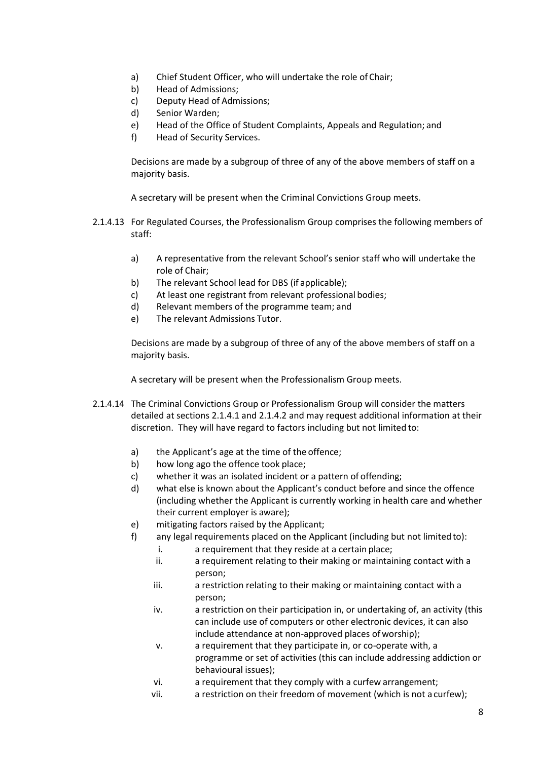a) Chief Student Officer, who will undertake the role of Chair;
b) Head of Admissions;
c) Deputy Head of Admissions;
d) Senior Warden;
e) Head of the Office of Student Complaints, Appeals and Regulation; and
f) Head of Security Services.

Decisions are made by a subgroup of three of any of the above members of staff on a majority basis.

A secretary will be present when the Criminal Convictions Group meets.

2.1.4.13 For Regulated Courses, the Professionalism Group comprises the following members of staff:

a) A representative from the relevant School's senior staff who will undertake the role of Chair;
b) The relevant School lead for DBS (if applicable);
c) At least one registrant from relevant professional bodies;
d) Relevant members of the programme team; and
e) The relevant Admissions Tutor.

Decisions are made by a subgroup of three of any of the above members of staff on a majority basis.

A secretary will be present when the Professionalism Group meets.

2.1.4.14 The Criminal Convictions Group or Professionalism Group will consider the matters detailed at sections 2.1.4.1 and 2.1.4.2 and may request additional information at their discretion. They will have regard to factors including but not limited to:

a) the Applicant's age at the time of the offence;
b) how long ago the offence took place;
c) whether it was an isolated incident or a pattern of offending;
d) what else is known about the Applicant's conduct before and since the offence (including whether the Applicant is currently working in health care and whether their current employer is aware);
e) mitigating factors raised by the Applicant;
f) any legal requirements placed on the Applicant (including but not limited to):
    i. a requirement that they reside at a certain place;
    ii. a requirement relating to their making or maintaining contact with a person;
    iii. a restriction relating to their making or maintaining contact with a person;
    iv. a restriction on their participation in, or undertaking of, an activity (this can include use of computers or other electronic devices, it can also include attendance at non-approved places of worship);
    v. a requirement that they participate in, or co-operate with, a programme or set of activities (this can include addressing addiction or behavioural issues);
    vi. a requirement that they comply with a curfew arrangement;
    vii. a restriction on their freedom of movement (which is not a curfew);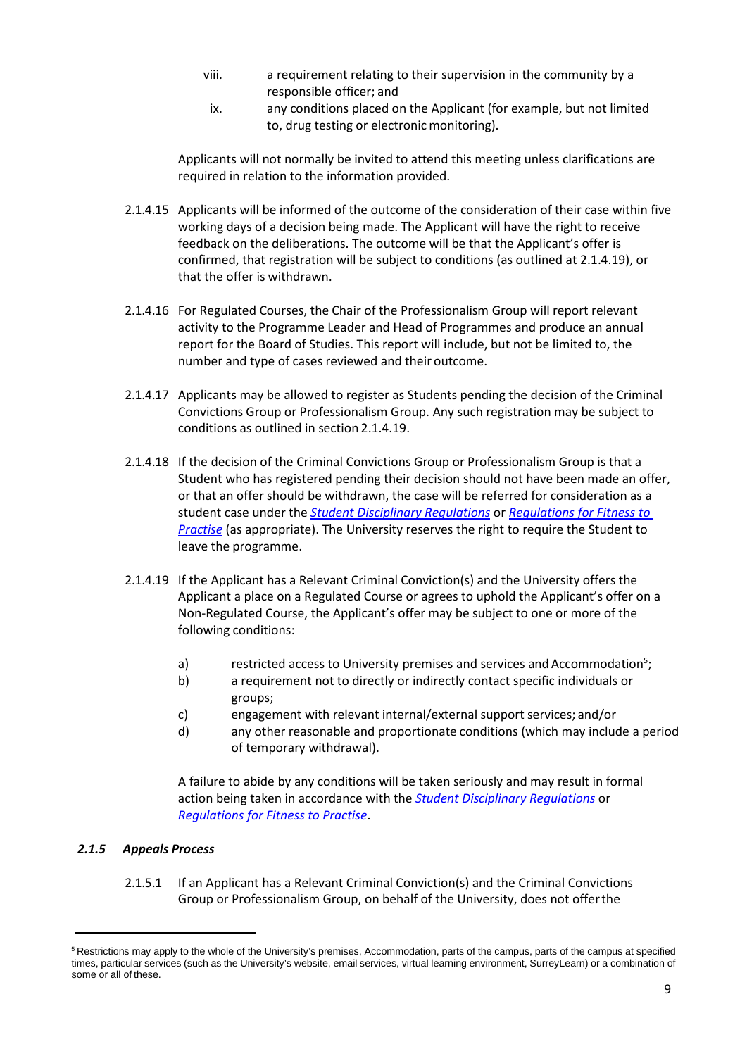viii. a requirement relating to their supervision in the community by a responsible officer; and

ix. any conditions placed on the Applicant (for example, but not limited to, drug testing or electronic monitoring).

Applicants will not normally be invited to attend this meeting unless clarifications are required in relation to the information provided.

2.1.4.15 Applicants will be informed of the outcome of the consideration of their case within five working days of a decision being made. The Applicant will have the right to receive feedback on the deliberations. The outcome will be that the Applicant's offer is confirmed, that registration will be subject to conditions (as outlined at 2.1.4.19), or that the offer is withdrawn.

2.1.4.16 For Regulated Courses, the Chair of the Professionalism Group will report relevant activity to the Programme Leader and Head of Programmes and produce an annual report for the Board of Studies. This report will include, but not be limited to, the number and type of cases reviewed and their outcome.

2.1.4.17 Applicants may be allowed to register as Students pending the decision of the Criminal Convictions Group or Professionalism Group. Any such registration may be subject to conditions as outlined in section 2.1.4.19.

2.1.4.18 If the decision of the Criminal Convictions Group or Professionalism Group is that a Student who has registered pending their decision should not have been made an offer, or that an offer should be withdrawn, the case will be referred for consideration as a student case under the *Student Disciplinary Regulations* or *Regulations for Fitness to Practise* (as appropriate). The University reserves the right to require the Student to leave the programme.

2.1.4.19 If the Applicant has a Relevant Criminal Conviction(s) and the University offers the Applicant a place on a Regulated Course or agrees to uphold the Applicant's offer on a Non-Regulated Course, the Applicant's offer may be subject to one or more of the following conditions:

a) restricted access to University premises and services and Accommodation[5];

b) a requirement not to directly or indirectly contact specific individuals or groups;

c) engagement with relevant internal/external support services; and/or

d) any other reasonable and proportionate conditions (which may include a period of temporary withdrawal).

A failure to abide by any conditions will be taken seriously and may result in formal action being taken in accordance with the *Student Disciplinary Regulations* or *Regulations for Fitness to Practise*.

### *2.1.5 Appeals Process*

2.1.5.1 If an Applicant has a Relevant Criminal Conviction(s) and the Criminal Convictions Group or Professionalism Group, on behalf of the University, does not offer the

---

[5] Restrictions may apply to the whole of the University's premises, Accommodation, parts of the campus, parts of the campus at specified times, particular services (such as the University's website, email services, virtual learning environment, SurreyLearn) or a combination of some or all of these.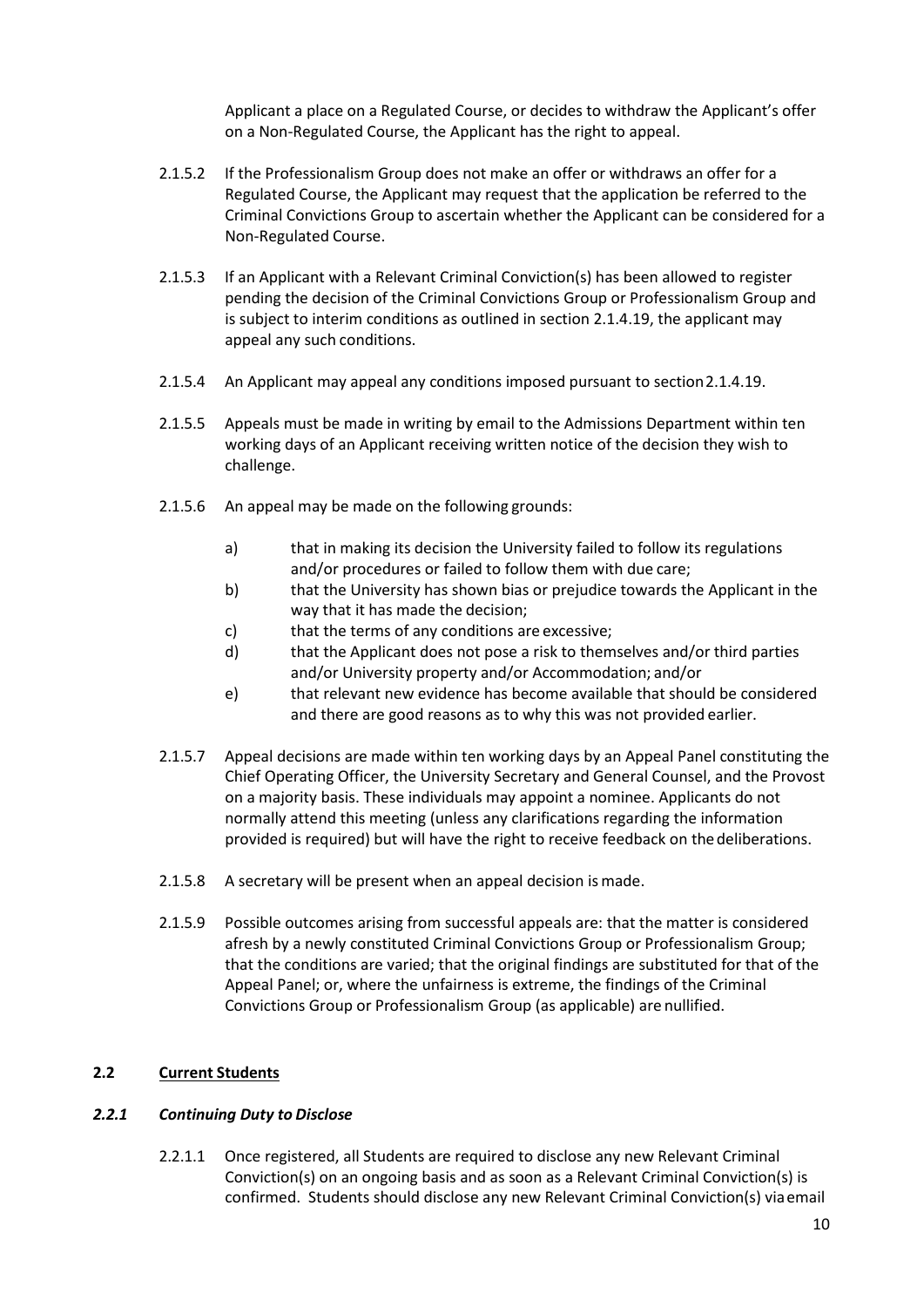Applicant a place on a Regulated Course, or decides to withdraw the Applicant's offer on a Non-Regulated Course, the Applicant has the right to appeal.

2.1.5.2 If the Professionalism Group does not make an offer or withdraws an offer for a Regulated Course, the Applicant may request that the application be referred to the Criminal Convictions Group to ascertain whether the Applicant can be considered for a Non-Regulated Course.

2.1.5.3 If an Applicant with a Relevant Criminal Conviction(s) has been allowed to register pending the decision of the Criminal Convictions Group or Professionalism Group and is subject to interim conditions as outlined in section 2.1.4.19, the applicant may appeal any such conditions.

2.1.5.4 An Applicant may appeal any conditions imposed pursuant to section 2.1.4.19.

2.1.5.5 Appeals must be made in writing by email to the Admissions Department within ten working days of an Applicant receiving written notice of the decision they wish to challenge.

2.1.5.6 An appeal may be made on the following grounds:

a) that in making its decision the University failed to follow its regulations and/or procedures or failed to follow them with due care;

b) that the University has shown bias or prejudice towards the Applicant in the way that it has made the decision;

c) that the terms of any conditions are excessive;

d) that the Applicant does not pose a risk to themselves and/or third parties and/or University property and/or Accommodation; and/or

e) that relevant new evidence has become available that should be considered and there are good reasons as to why this was not provided earlier.

2.1.5.7 Appeal decisions are made within ten working days by an Appeal Panel constituting the Chief Operating Officer, the University Secretary and General Counsel, and the Provost on a majority basis. These individuals may appoint a nominee. Applicants do not normally attend this meeting (unless any clarifications regarding the information provided is required) but will have the right to receive feedback on the deliberations.

2.1.5.8 A secretary will be present when an appeal decision is made.

2.1.5.9 Possible outcomes arising from successful appeals are: that the matter is considered afresh by a newly constituted Criminal Convictions Group or Professionalism Group; that the conditions are varied; that the original findings are substituted for that of the Appeal Panel; or, where the unfairness is extreme, the findings of the Criminal Convictions Group or Professionalism Group (as applicable) are nullified.

## 2.2 <u>Current Students</u>

### *2.2.1 Continuing Duty to Disclose*

2.2.1.1 Once registered, all Students are required to disclose any new Relevant Criminal Conviction(s) on an ongoing basis and as soon as a Relevant Criminal Conviction(s) is confirmed. Students should disclose any new Relevant Criminal Conviction(s) via email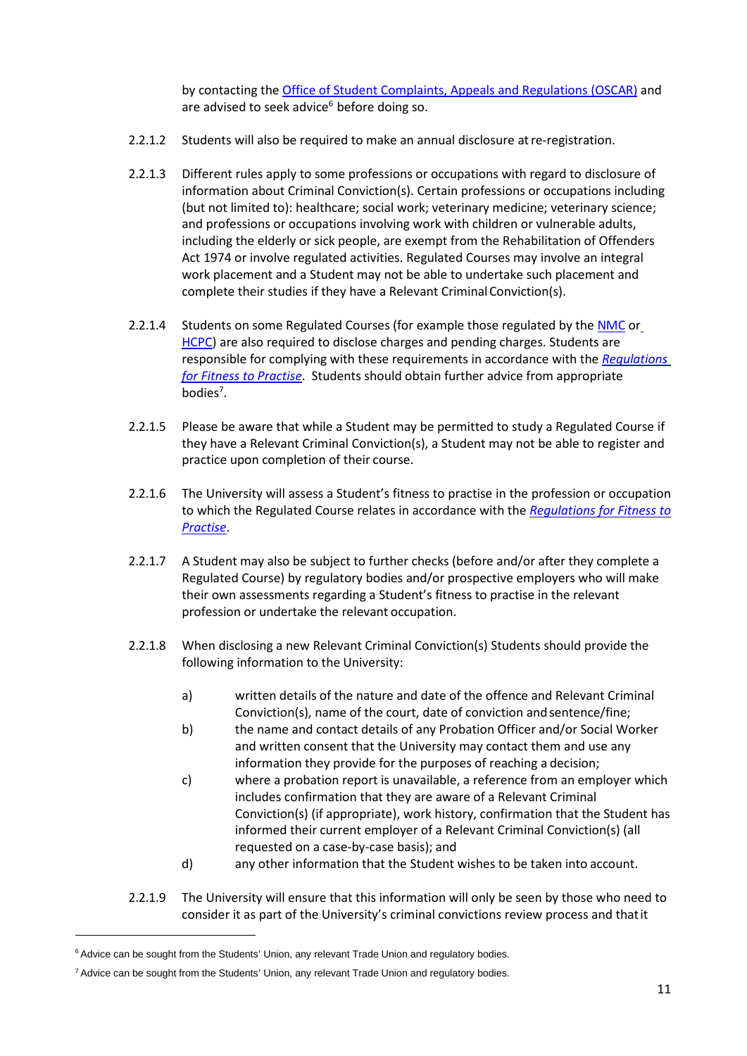by contacting the [Office of Student Complaints, Appeals and Regulations (OSCAR)](#) and are advised to seek advice[6] before doing so.

2.2.1.2 Students will also be required to make an annual disclosure at re-registration.

2.2.1.3 Different rules apply to some professions or occupations with regard to disclosure of information about Criminal Conviction(s). Certain professions or occupations including (but not limited to): healthcare; social work; veterinary medicine; veterinary science; and professions or occupations involving work with children or vulnerable adults, including the elderly or sick people, are exempt from the Rehabilitation of Offenders Act 1974 or involve regulated activities. Regulated Courses may involve an integral work placement and a Student may not be able to undertake such placement and complete their studies if they have a Relevant Criminal Conviction(s).

2.2.1.4 Students on some Regulated Courses (for example those regulated by the [NMC](#) or [HCPC](#)) are also required to disclose charges and pending charges. Students are responsible for complying with these requirements in accordance with the [*Regulations for Fitness to Practise*](#). Students should obtain further advice from appropriate bodies[7].

2.2.1.5 Please be aware that while a Student may be permitted to study a Regulated Course if they have a Relevant Criminal Conviction(s), a Student may not be able to register and practice upon completion of their course.

2.2.1.6 The University will assess a Student's fitness to practise in the profession or occupation to which the Regulated Course relates in accordance with the [*Regulations for Fitness to Practise*](#).

2.2.1.7 A Student may also be subject to further checks (before and/or after they complete a Regulated Course) by regulatory bodies and/or prospective employers who will make their own assessments regarding a Student's fitness to practise in the relevant profession or undertake the relevant occupation.

2.2.1.8 When disclosing a new Relevant Criminal Conviction(s) Students should provide the following information to the University:

a) written details of the nature and date of the offence and Relevant Criminal Conviction(s), name of the court, date of conviction and sentence/fine;

b) the name and contact details of any Probation Officer and/or Social Worker and written consent that the University may contact them and use any information they provide for the purposes of reaching a decision;

c) where a probation report is unavailable, a reference from an employer which includes confirmation that they are aware of a Relevant Criminal Conviction(s) (if appropriate), work history, confirmation that the Student has informed their current employer of a Relevant Criminal Conviction(s) (all requested on a case-by-case basis); and

d) any other information that the Student wishes to be taken into account.

2.2.1.9 The University will ensure that this information will only be seen by those who need to consider it as part of the University's criminal convictions review process and that it

---

[6] Advice can be sought from the Students' Union, any relevant Trade Union and regulatory bodies.

[7] Advice can be sought from the Students' Union, any relevant Trade Union and regulatory bodies.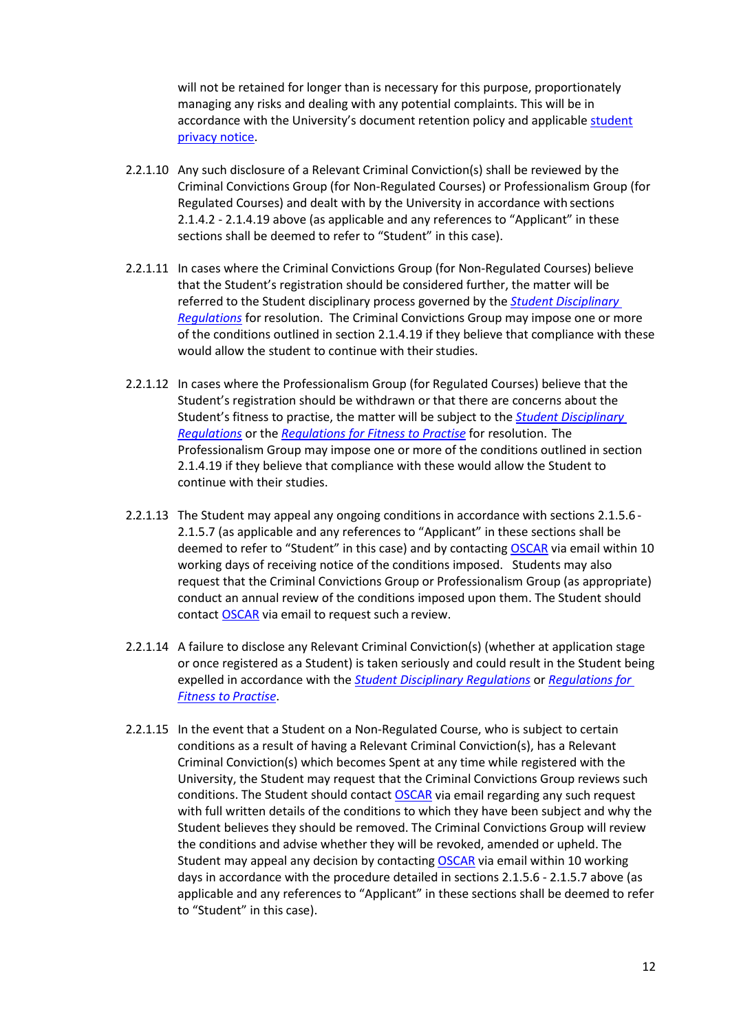will not be retained for longer than is necessary for this purpose, proportionately managing any risks and dealing with any potential complaints. This will be in accordance with the University's document retention policy and applicable student privacy notice.

2.2.1.10 Any such disclosure of a Relevant Criminal Conviction(s) shall be reviewed by the Criminal Convictions Group (for Non-Regulated Courses) or Professionalism Group (for Regulated Courses) and dealt with by the University in accordance with sections 2.1.4.2 - 2.1.4.19 above (as applicable and any references to "Applicant" in these sections shall be deemed to refer to "Student" in this case).

2.2.1.11 In cases where the Criminal Convictions Group (for Non-Regulated Courses) believe that the Student's registration should be considered further, the matter will be referred to the Student disciplinary process governed by the *Student Disciplinary Regulations* for resolution. The Criminal Convictions Group may impose one or more of the conditions outlined in section 2.1.4.19 if they believe that compliance with these would allow the student to continue with their studies.

2.2.1.12 In cases where the Professionalism Group (for Regulated Courses) believe that the Student's registration should be withdrawn or that there are concerns about the Student's fitness to practise, the matter will be subject to the *Student Disciplinary Regulations* or the *Regulations for Fitness to Practise* for resolution. The Professionalism Group may impose one or more of the conditions outlined in section 2.1.4.19 if they believe that compliance with these would allow the Student to continue with their studies.

2.2.1.13 The Student may appeal any ongoing conditions in accordance with sections 2.1.5.6 - 2.1.5.7 (as applicable and any references to "Applicant" in these sections shall be deemed to refer to "Student" in this case) and by contacting OSCAR via email within 10 working days of receiving notice of the conditions imposed. Students may also request that the Criminal Convictions Group or Professionalism Group (as appropriate) conduct an annual review of the conditions imposed upon them. The Student should contact OSCAR via email to request such a review.

2.2.1.14 A failure to disclose any Relevant Criminal Conviction(s) (whether at application stage or once registered as a Student) is taken seriously and could result in the Student being expelled in accordance with the *Student Disciplinary Regulations* or *Regulations for Fitness to Practise*.

2.2.1.15 In the event that a Student on a Non-Regulated Course, who is subject to certain conditions as a result of having a Relevant Criminal Conviction(s), has a Relevant Criminal Conviction(s) which becomes Spent at any time while registered with the University, the Student may request that the Criminal Convictions Group reviews such conditions. The Student should contact OSCAR via email regarding any such request with full written details of the conditions to which they have been subject and why the Student believes they should be removed. The Criminal Convictions Group will review the conditions and advise whether they will be revoked, amended or upheld. The Student may appeal any decision by contacting OSCAR via email within 10 working days in accordance with the procedure detailed in sections 2.1.5.6 - 2.1.5.7 above (as applicable and any references to "Applicant" in these sections shall be deemed to refer to "Student" in this case).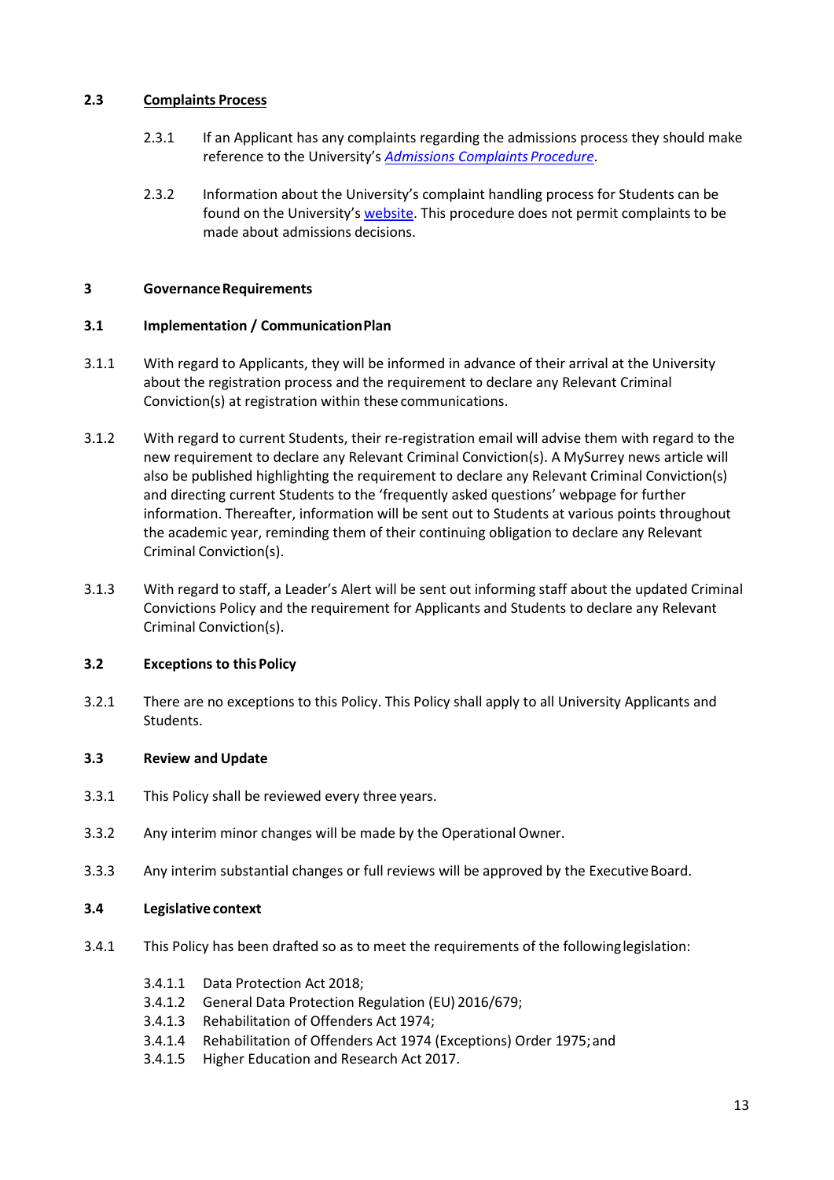### 2.3 Complaints Process

2.3.1 If an Applicant has any complaints regarding the admissions process they should make reference to the University's *Admissions Complaints Procedure*.

2.3.2 Information about the University's complaint handling process for Students can be found on the University's website. This procedure does not permit complaints to be made about admissions decisions.

## 3 Governance Requirements

### 3.1 Implementation / Communication Plan

3.1.1 With regard to Applicants, they will be informed in advance of their arrival at the University about the registration process and the requirement to declare any Relevant Criminal Conviction(s) at registration within these communications.

3.1.2 With regard to current Students, their re-registration email will advise them with regard to the new requirement to declare any Relevant Criminal Conviction(s). A MySurrey news article will also be published highlighting the requirement to declare any Relevant Criminal Conviction(s) and directing current Students to the 'frequently asked questions' webpage for further information. Thereafter, information will be sent out to Students at various points throughout the academic year, reminding them of their continuing obligation to declare any Relevant Criminal Conviction(s).

3.1.3 With regard to staff, a Leader's Alert will be sent out informing staff about the updated Criminal Convictions Policy and the requirement for Applicants and Students to declare any Relevant Criminal Conviction(s).

### 3.2 Exceptions to this Policy

3.2.1 There are no exceptions to this Policy. This Policy shall apply to all University Applicants and Students.

### 3.3 Review and Update

3.3.1 This Policy shall be reviewed every three years.

3.3.2 Any interim minor changes will be made by the Operational Owner.

3.3.3 Any interim substantial changes or full reviews will be approved by the Executive Board.

### 3.4 Legislative context

3.4.1 This Policy has been drafted so as to meet the requirements of the following legislation:

- 3.4.1.1 Data Protection Act 2018;
- 3.4.1.2 General Data Protection Regulation (EU) 2016/679;
- 3.4.1.3 Rehabilitation of Offenders Act 1974;
- 3.4.1.4 Rehabilitation of Offenders Act 1974 (Exceptions) Order 1975; and
- 3.4.1.5 Higher Education and Research Act 2017.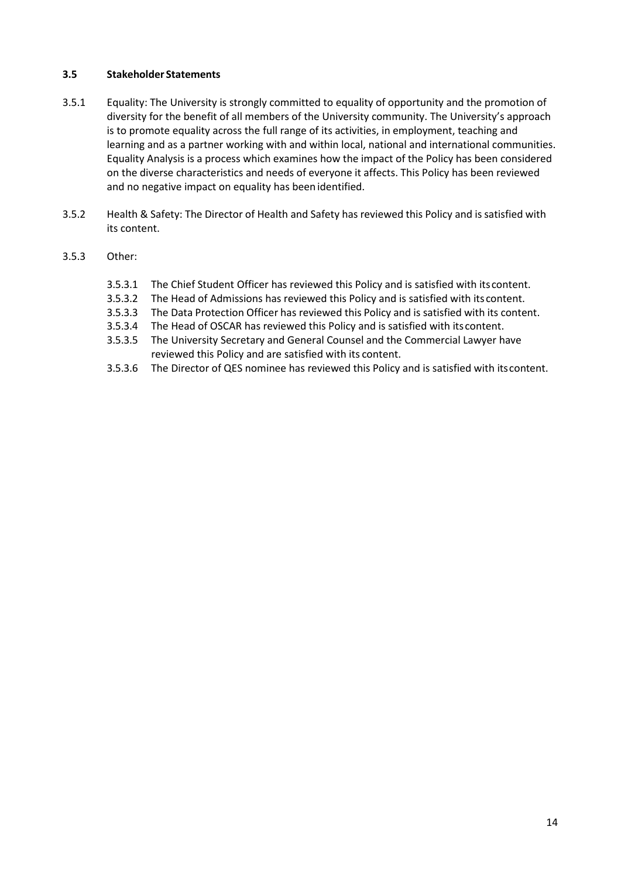### 3.5 Stakeholder Statements

3.5.1 Equality: The University is strongly committed to equality of opportunity and the promotion of diversity for the benefit of all members of the University community. The University's approach is to promote equality across the full range of its activities, in employment, teaching and learning and as a partner working with and within local, national and international communities. Equality Analysis is a process which examines how the impact of the Policy has been considered on the diverse characteristics and needs of everyone it affects. This Policy has been reviewed and no negative impact on equality has been identified.

3.5.2 Health & Safety: The Director of Health and Safety has reviewed this Policy and is satisfied with its content.

3.5.3 Other:

3.5.3.1 The Chief Student Officer has reviewed this Policy and is satisfied with its content.

3.5.3.2 The Head of Admissions has reviewed this Policy and is satisfied with its content.

3.5.3.3 The Data Protection Officer has reviewed this Policy and is satisfied with its content.

3.5.3.4 The Head of OSCAR has reviewed this Policy and is satisfied with its content.

3.5.3.5 The University Secretary and General Counsel and the Commercial Lawyer have reviewed this Policy and are satisfied with its content.

3.5.3.6 The Director of QES nominee has reviewed this Policy and is satisfied with its content.